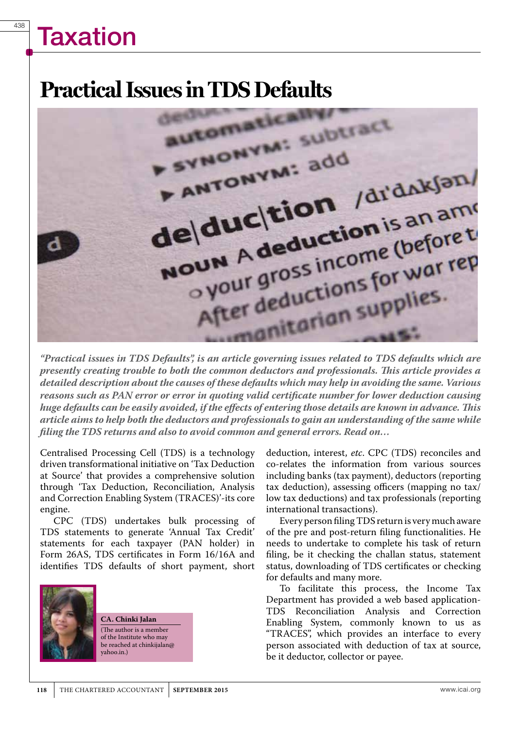# Taxation

## Practical Issues in TDS Defaults

*"Practical issues in TDS Defaults", is an article governing issues related to TDS defaults which are presently creating trouble to both the common deductors and professionals. This article provides a detailed description about the causes of these defaults which may help in avoiding the same. Various reasons such as PAN error or error in quoting valid certificate number for lower deduction causing huge defaults can be easily avoided, if the effects of entering those details are known in advance. This article aims to help both the deductors and professionals to gain an understanding of the same while filing the TDS returns and also to avoid common and general errors. Read on…*

**CA. Chinki Jalan**
(The author is a member of the Institute who may be reached at chinkijalan@yahoo.in.)

Centralised Processing Cell (TDS) is a technology driven transformational initiative on 'Tax Deduction at Source' that provides a comprehensive solution through 'Tax Deduction, Reconciliation, Analysis and Correction Enabling System (TRACES)'-its core engine.

CPC (TDS) undertakes bulk processing of TDS statements to generate 'Annual Tax Credit' statements for each taxpayer (PAN holder) in Form 26AS, TDS certificates in Form 16/16A and identifies TDS defaults of short payment, short deduction, interest, *etc*. CPC (TDS) reconciles and co-relates the information from various sources including banks (tax payment), deductors (reporting tax deduction), assessing officers (mapping no tax/low tax deductions) and tax professionals (reporting international transactions).

Every person filing TDS return is very much aware of the pre and post-return filing functionalities. He needs to undertake to complete his task of return filing, be it checking the challan status, statement status, downloading of TDS certificates or checking for defaults and many more.

To facilitate this process, the Income Tax Department has provided a web based application- TDS Reconciliation Analysis and Correction Enabling System, commonly known to us as "TRACES", which provides an interface to every person associated with deduction of tax at source, be it deductor, collector or payee.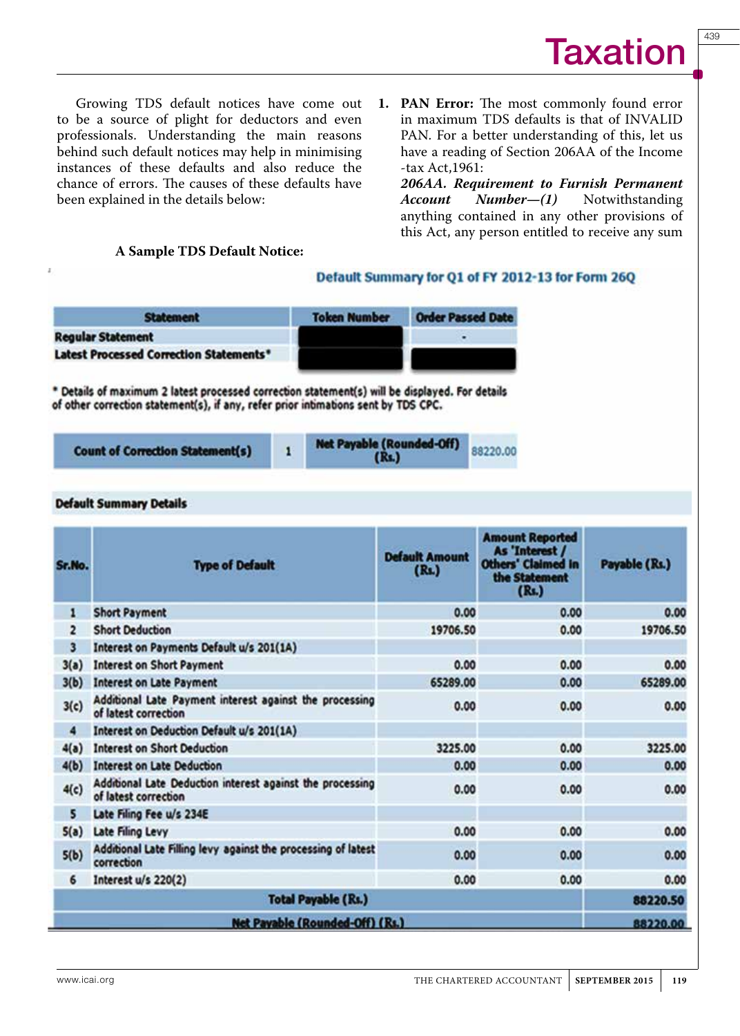Growing TDS default notices have come out to be a source of plight for deductors and even professionals. Understanding the main reasons behind such default notices may help in minimising instances of these defaults and also reduce the chance of errors. The causes of these defaults have been explained in the details below:

**A Sample TDS Default Notice:**

**Default Summary for Q1 of FY 2012-13 for Form 26Q**

| Statement | Token Number | Order Passed Date |
|---|---|---|
| Regular Statement | | - |
| Latest Processed Correction Statements* | | |

\* Details of maximum 2 latest processed correction statement(s) will be displayed. For details of other correction statement(s), if any, refer prior intimations sent by TDS CPC.

| Count of Correction Statement(s) | 1 | Net Payable (Rounded-Off) (Rs.) | 88220.00 |
|---|---|---|---|

**Default Summary Details**

| Sr.No. | Type of Default | Default Amount (Rs.) | Amount Reported As 'Interest / Others' Claimed in the Statement (Rs.) | Payable (Rs.) |
|---|---|---|---|---|
| 1 | Short Payment | 0.00 | 0.00 | 0.00 |
| 2 | Short Deduction | 19706.50 | 0.00 | 19706.50 |
| 3 | Interest on Payments Default u/s 201(1A) | | | |
| 3(a) | Interest on Short Payment | 0.00 | 0.00 | 0.00 |
| 3(b) | Interest on Late Payment | 65289.00 | 0.00 | 65289.00 |
| 3(c) | Additional Late Payment interest against the processing of latest correction | 0.00 | 0.00 | 0.00 |
| 4 | Interest on Deduction Default u/s 201(1A) | | | |
| 4(a) | Interest on Short Deduction | 3225.00 | 0.00 | 3225.00 |
| 4(b) | Interest on Late Deduction | 0.00 | 0.00 | 0.00 |
| 4(c) | Additional Late Deduction interest against the processing of latest correction | 0.00 | 0.00 | 0.00 |
| 5 | Late Filing Fee u/s 234E | | | |
| 5(a) | Late Filing Levy | 0.00 | 0.00 | 0.00 |
| 5(b) | Additional Late Filling levy against the processing of latest correction | 0.00 | 0.00 | 0.00 |
| 6 | Interest u/s 220(2) | 0.00 | 0.00 | 0.00 |
| | **Total Payable (Rs.)** | | | **88220.50** |
| | **Net Payable (Rounded-Off) (Rs.)** | | | **88220.00** |

1. **PAN Error:** The most commonly found error in maximum TDS defaults is that of INVALID PAN. For a better understanding of this, let us have a reading of Section 206AA of the Income -tax Act,1961:

   ***206AA. Requirement to Furnish Permanent Account Number—(1)*** Notwithstanding anything contained in any other provisions of this Act, any person entitled to receive any sum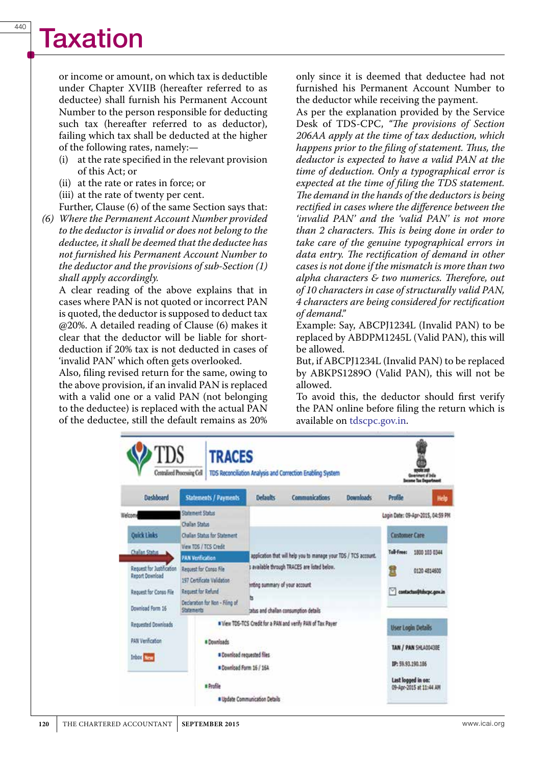or income or amount, on which tax is deductible under Chapter XVIIB (hereafter referred to as deductee) shall furnish his Permanent Account Number to the person responsible for deducting such tax (hereafter referred to as deductor), failing which tax shall be deducted at the higher of the following rates, namely:—

(i) at the rate specified in the relevant provision of this Act; or
(ii) at the rate or rates in force; or
(iii) at the rate of twenty per cent.

Further, Clause (6) of the same Section says that:

*(6) Where the Permanent Account Number provided to the deductor is invalid or does not belong to the deductee, it shall be deemed that the deductee has not furnished his Permanent Account Number to the deductor and the provisions of sub-Section (1) shall apply accordingly.*

A clear reading of the above explains that in cases where PAN is not quoted or incorrect PAN is quoted, the deductor is supposed to deduct tax @20%. A detailed reading of Clause (6) makes it clear that the deductor will be liable for short-deduction if 20% tax is not deducted in cases of 'invalid PAN' which often gets overlooked.

Also, filing revised return for the same, owing to the above provision, if an invalid PAN is replaced with a valid one or a valid PAN (not belonging to the deductee) is replaced with the actual PAN of the deductee, still the default remains as 20% only since it is deemed that deductee had not furnished his Permanent Account Number to the deductor while receiving the payment.

As per the explanation provided by the Service Desk of TDS-CPC, *"The provisions of Section 206AA apply at the time of tax deduction, which happens prior to the filing of statement. Thus, the deductor is expected to have a valid PAN at the time of deduction. Only a typographical error is expected at the time of filing the TDS statement. The demand in the hands of the deductors is being rectified in cases where the difference between the 'invalid PAN' and the 'valid PAN' is not more than 2 characters. This is being done in order to take care of the genuine typographical errors in data entry. The rectification of demand in other cases is not done if the mismatch is more than two alpha characters & two numerics. Therefore, out of 10 characters in case of structurally valid PAN, 4 characters are being considered for rectification of demand."*

Example: Say, ABCPJ1234L (Invalid PAN) to be replaced by ABDPM1245L (Valid PAN), this will be allowed.

But, if ABCPJ1234L (Invalid PAN) to be replaced by ABKPS1289O (Valid PAN), this will not be allowed.

To avoid this, the deductor should first verify the PAN online before filing the return which is available on tdscpc.gov.in.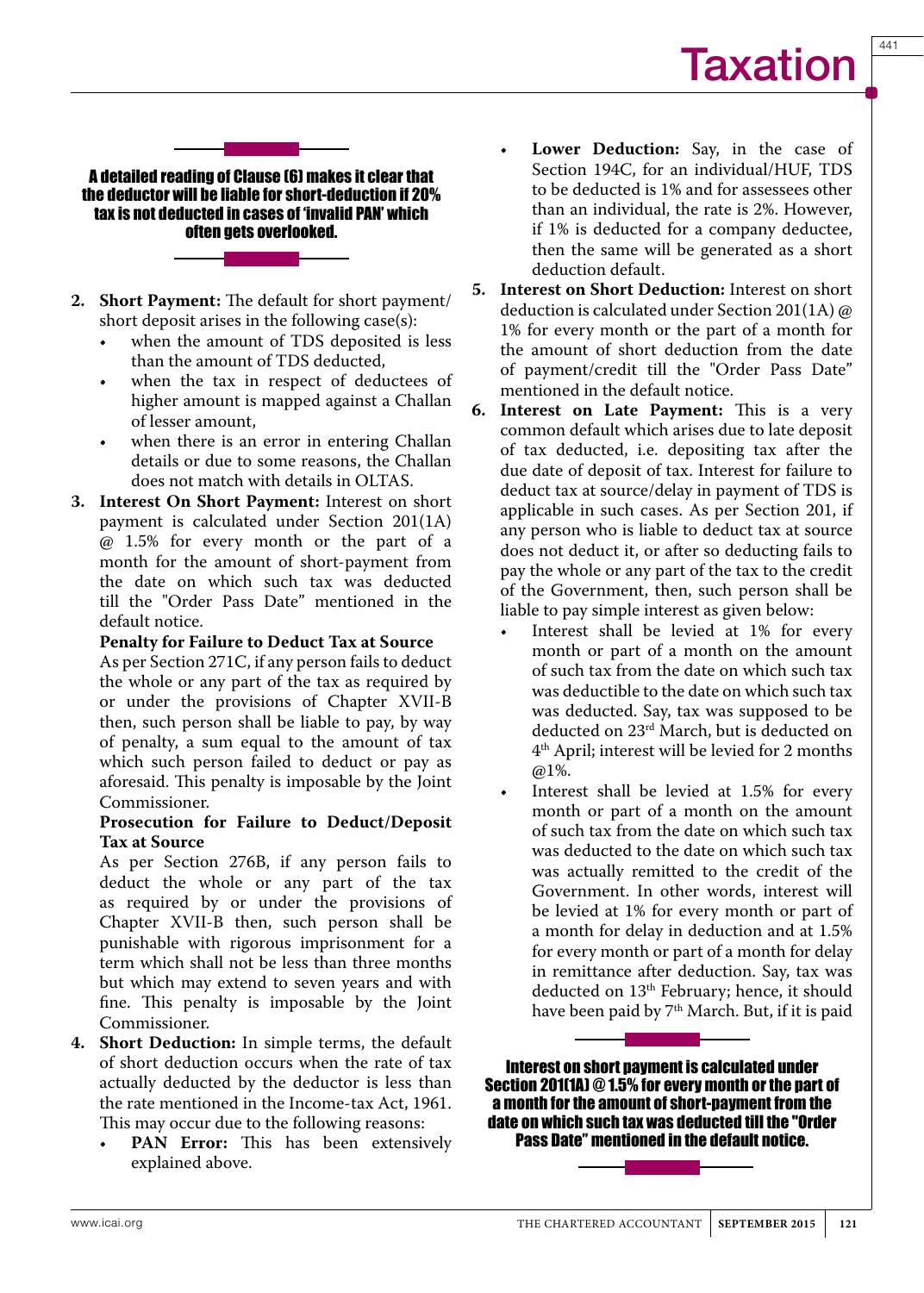**A detailed reading of Clause (6) makes it clear that the deductor will be liable for short-deduction if 20% tax is not deducted in cases of 'invalid PAN' which often gets overlooked.**

2. **Short Payment:** The default for short payment/ short deposit arises in the following case(s):
   - when the amount of TDS deposited is less than the amount of TDS deducted,
   - when the tax in respect of deductees of higher amount is mapped against a Challan of lesser amount,
   - when there is an error in entering Challan details or due to some reasons, the Challan does not match with details in OLTAS.
3. **Interest On Short Payment:** Interest on short payment is calculated under Section 201(1A) @ 1.5% for every month or the part of a month for the amount of short-payment from the date on which such tax was deducted till the "Order Pass Date" mentioned in the default notice.

   **Penalty for Failure to Deduct Tax at Source**

   As per Section 271C, if any person fails to deduct the whole or any part of the tax as required by or under the provisions of Chapter XVII-B then, such person shall be liable to pay, by way of penalty, a sum equal to the amount of tax which such person failed to deduct or pay as aforesaid. This penalty is imposable by the Joint Commissioner.

   **Prosecution for Failure to Deduct/Deposit Tax at Source**

   As per Section 276B, if any person fails to deduct the whole or any part of the tax as required by or under the provisions of Chapter XVII-B then, such person shall be punishable with rigorous imprisonment for a term which shall not be less than three months but which may extend to seven years and with fine. This penalty is imposable by the Joint Commissioner.
4. **Short Deduction:** In simple terms, the default of short deduction occurs when the rate of tax actually deducted by the deductor is less than the rate mentioned in the Income-tax Act, 1961. This may occur due to the following reasons:
   - **PAN Error:** This has been extensively explained above.
   - **Lower Deduction:** Say, in the case of Section 194C, for an individual/HUF, TDS to be deducted is 1% and for assessees other than an individual, the rate is 2%. However, if 1% is deducted for a company deductee, then the same will be generated as a short deduction default.
5. **Interest on Short Deduction:** Interest on short deduction is calculated under Section 201(1A) @ 1% for every month or the part of a month for the amount of short deduction from the date of payment/credit till the "Order Pass Date" mentioned in the default notice.
6. **Interest on Late Payment:** This is a very common default which arises due to late deposit of tax deducted, i.e. depositing tax after the due date of deposit of tax. Interest for failure to deduct tax at source/delay in payment of TDS is applicable in such cases. As per Section 201, if any person who is liable to deduct tax at source does not deduct it, or after so deducting fails to pay the whole or any part of the tax to the credit of the Government, then, such person shall be liable to pay simple interest as given below:
   - Interest shall be levied at 1% for every month or part of a month on the amount of such tax from the date on which such tax was deductible to the date on which such tax was deducted. Say, tax was supposed to be deducted on 23rd March, but is deducted on 4th April; interest will be levied for 2 months @1%.
   - Interest shall be levied at 1.5% for every month or part of a month on the amount of such tax from the date on which such tax was deducted to the date on which such tax was actually remitted to the credit of the Government. In other words, interest will be levied at 1% for every month or part of a month for delay in deduction and at 1.5% for every month or part of a month for delay in remittance after deduction. Say, tax was deducted on 13th February; hence, it should have been paid by 7th March. But, if it is paid

**Interest on short payment is calculated under Section 201(1A) @ 1.5% for every month or the part of a month for the amount of short-payment from the date on which such tax was deducted till the "Order Pass Date" mentioned in the default notice.**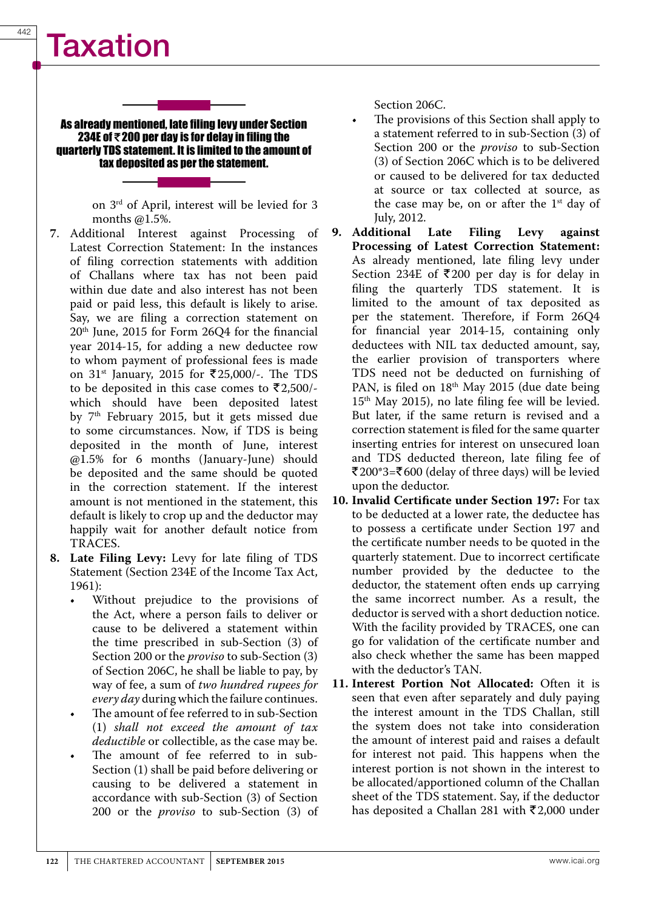**As already mentioned, late filing levy under Section 234E of ₹200 per day is for delay in filing the quarterly TDS statement. It is limited to the amount of tax deposited as per the statement.**

on 3rd of April, interest will be levied for 3 months @1.5%.

7. Additional Interest against Processing of Latest Correction Statement: In the instances of filing correction statements with addition of Challans where tax has not been paid within due date and also interest has not been paid or paid less, this default is likely to arise. Say, we are filing a correction statement on 20th June, 2015 for Form 26Q4 for the financial year 2014-15, for adding a new deductee row to whom payment of professional fees is made on 31st January, 2015 for ₹25,000/-. The TDS to be deposited in this case comes to ₹2,500/- which should have been deposited latest by 7th February 2015, but it gets missed due to some circumstances. Now, if TDS is being deposited in the month of June, interest @1.5% for 6 months (January-June) should be deposited and the same should be quoted in the correction statement. If the interest amount is not mentioned in the statement, this default is likely to crop up and the deductor may happily wait for another default notice from TRACES.

8. **Late Filing Levy:** Levy for late filing of TDS Statement (Section 234E of the Income Tax Act, 1961):
   - Without prejudice to the provisions of the Act, where a person fails to deliver or cause to be delivered a statement within the time prescribed in sub-Section (3) of Section 200 or the *proviso* to sub-Section (3) of Section 206C, he shall be liable to pay, by way of fee, a sum of *two hundred rupees for every day* during which the failure continues.
   - The amount of fee referred to in sub-Section (1) *shall not exceed the amount of tax deductible* or collectible, as the case may be.
   - The amount of fee referred to in sub-Section (1) shall be paid before delivering or causing to be delivered a statement in accordance with sub-Section (3) of Section 200 or the *proviso* to sub-Section (3) of Section 206C.
   - The provisions of this Section shall apply to a statement referred to in sub-Section (3) of Section 200 or the *proviso* to sub-Section (3) of Section 206C which is to be delivered or caused to be delivered for tax deducted at source or tax collected at source, as the case may be, on or after the 1st day of July, 2012.

9. **Additional Late Filing Levy against Processing of Latest Correction Statement:** As already mentioned, late filing levy under Section 234E of ₹200 per day is for delay in filing the quarterly TDS statement. It is limited to the amount of tax deposited as per the statement. Therefore, if Form 26Q4 for financial year 2014-15, containing only deductees with NIL tax deducted amount, say, the earlier provision of transporters where TDS need not be deducted on furnishing of PAN, is filed on 18th May 2015 (due date being 15th May 2015), no late filing fee will be levied. But later, if the same return is revised and a correction statement is filed for the same quarter inserting entries for interest on unsecured loan and TDS deducted thereon, late filing fee of ₹200*3=₹600 (delay of three days) will be levied upon the deductor.

10. **Invalid Certificate under Section 197:** For tax to be deducted at a lower rate, the deductee has to possess a certificate under Section 197 and the certificate number needs to be quoted in the quarterly statement. Due to incorrect certificate number provided by the deductee to the deductor, the statement often ends up carrying the same incorrect number. As a result, the deductor is served with a short deduction notice. With the facility provided by TRACES, one can go for validation of the certificate number and also check whether the same has been mapped with the deductor's TAN.

11. **Interest Portion Not Allocated:** Often it is seen that even after separately and duly paying the interest amount in the TDS Challan, still the system does not take into consideration the amount of interest paid and raises a default for interest not paid. This happens when the interest portion is not shown in the interest to be allocated/apportioned column of the Challan sheet of the TDS statement. Say, if the deductor has deposited a Challan 281 with ₹2,000 under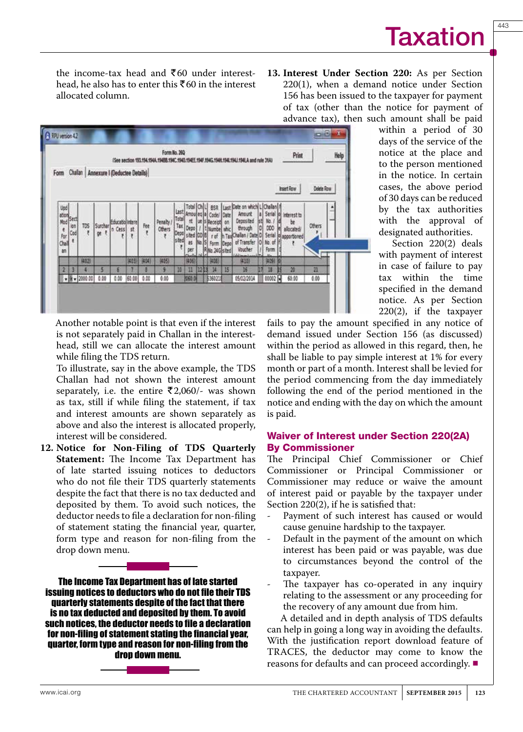the income-tax head and ₹60 under interest-head, he also has to enter this ₹60 in the interest allocated column.

Another notable point is that even if the interest is not separately paid in Challan in the interest-head, still we can allocate the interest amount while filing the TDS return.

To illustrate, say in the above example, the TDS Challan had not shown the interest amount separately, i.e. the entire ₹2,060/- was shown as tax, still if while filing the statement, if tax and interest amounts are shown separately as above and also the interest is allocated properly, interest will be considered.

12. **Notice for Non-Filing of TDS Quarterly Statement:** The Income Tax Department has of late started issuing notices to deductors who do not file their TDS quarterly statements despite the fact that there is no tax deducted and deposited by them. To avoid such notices, the deductor needs to file a declaration for non-filing of statement stating the financial year, quarter, form type and reason for non-filing from the drop down menu.

**The Income Tax Department has of late started issuing notices to deductors who do not file their TDS quarterly statements despite the fact that there is no tax deducted and deposited by them. To avoid such notices, the deductor needs to file a declaration for non-filing of statement stating the financial year, quarter, form type and reason for non-filing from the drop down menu.**

13. **Interest Under Section 220:** As per Section 220(1), when a demand notice under Section 156 has been issued to the taxpayer for payment of tax (other than the notice for payment of advance tax), then such amount shall be paid within a period of 30 days of the service of the notice at the place and to the person mentioned in the notice. In certain cases, the above period of 30 days can be reduced by the tax authorities with the approval of designated authorities.

Section 220(2) deals with payment of interest in case of failure to pay tax within the time specified in the demand notice. As per Section 220(2), if the taxpayer fails to pay the amount specified in any notice of demand issued under Section 156 (as discussed) within the period as allowed in this regard, then, he shall be liable to pay simple interest at 1% for every month or part of a month. Interest shall be levied for the period commencing from the day immediately following the end of the period mentioned in the notice and ending with the day on which the amount is paid.

## Waiver of Interest under Section 220(2A) By Commissioner

The Principal Chief Commissioner or Chief Commissioner or Principal Commissioner or Commissioner may reduce or waive the amount of interest paid or payable by the taxpayer under Section 220(2), if he is satisfied that:

- Payment of such interest has caused or would cause genuine hardship to the taxpayer.
- Default in the payment of the amount on which interest has been paid or was payable, was due to circumstances beyond the control of the taxpayer.
- The taxpayer has co-operated in any inquiry relating to the assessment or any proceeding for the recovery of any amount due from him.

A detailed and in depth analysis of TDS defaults can help in going a long way in avoiding the defaults. With the justification report download feature of TRACES, the deductor may come to know the reasons for defaults and can proceed accordingly. ■